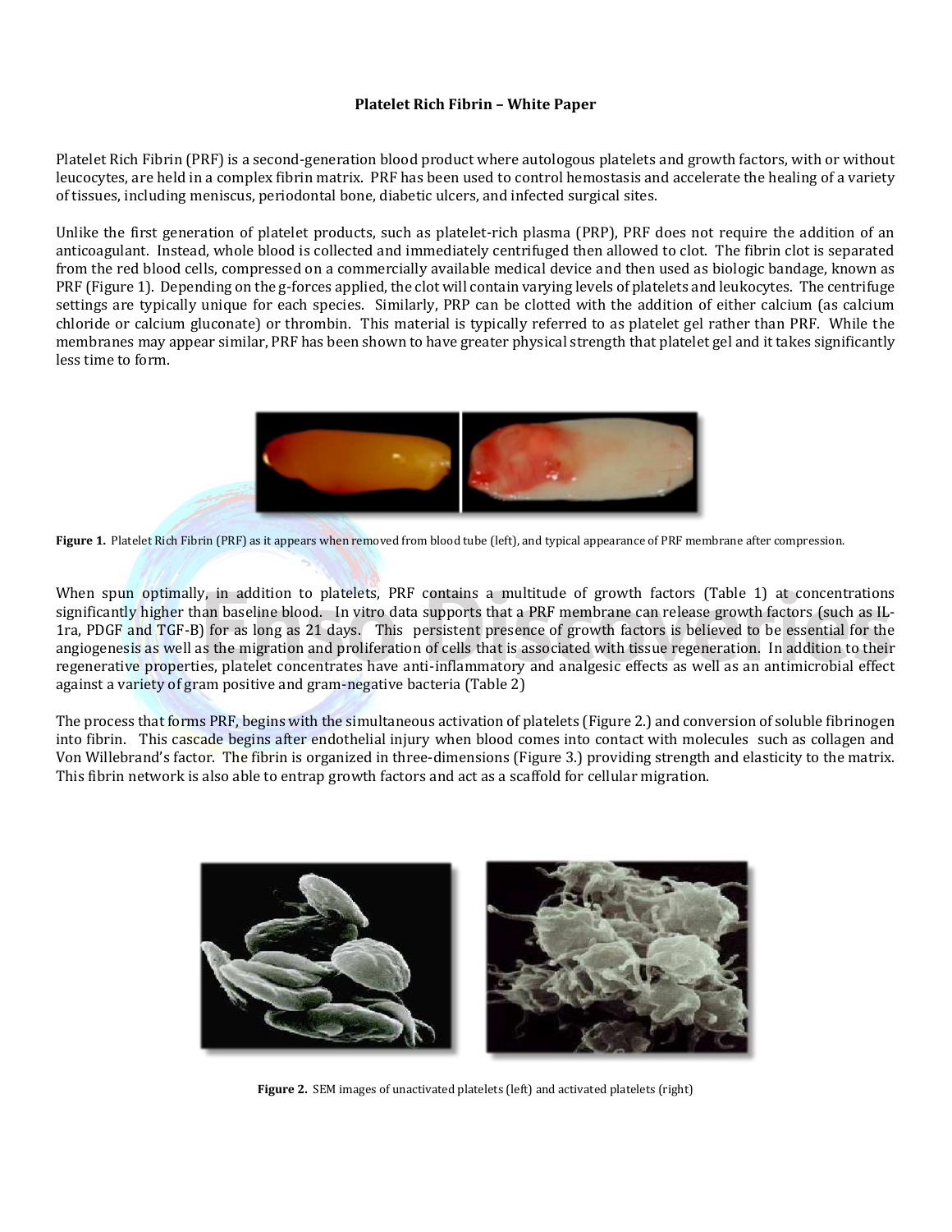**Platelet Rich Fibrin – White Paper**

Platelet Rich Fibrin (PRF) is a second-generation blood product where autologous platelets and growth factors, with or without leucocytes, are held in a complex fibrin matrix. PRF has been used to control hemostasis and accelerate the healing of a variety of tissues, including meniscus, periodontal bone, diabetic ulcers, and infected surgical sites.

Unlike the first generation of platelet products, such as platelet-rich plasma (PRP), PRF does not require the addition of an anticoagulant. Instead, whole blood is collected and immediately centrifuged then allowed to clot. The fibrin clot is separated from the red blood cells, compressed on a commercially available medical device and then used as biologic bandage, known as PRF (Figure 1). Depending on the g-forces applied, the clot will contain varying levels of platelets and leukocytes. The centrifuge settings are typically unique for each species. Similarly, PRP can be clotted with the addition of either calcium (as calcium chloride or calcium gluconate) or thrombin. This material is typically referred to as platelet gel rather than PRF. While the membranes may appear similar, PRF has been shown to have greater physical strength that platelet gel and it takes significantly less time to form.

**Figure 1.** Platelet Rich Fibrin (PRF) as it appears when removed from blood tube (left), and typical appearance of PRF membrane after compression.

When spun optimally, in addition to platelets, PRF contains a multitude of growth factors (Table 1) at concentrations significantly higher than baseline blood. In vitro data supports that a PRF membrane can release growth factors (such as IL-1ra, PDGF and TGF-B) for as long as 21 days. This persistent presence of growth factors is believed to be essential for the angiogenesis as well as the migration and proliferation of cells that is associated with tissue regeneration. In addition to their regenerative properties, platelet concentrates have anti-inflammatory and analgesic effects as well as an antimicrobial effect against a variety of gram positive and gram-negative bacteria (Table 2)

The process that forms PRF, begins with the simultaneous activation of platelets (Figure 2.) and conversion of soluble fibrinogen into fibrin. This cascade begins after endothelial injury when blood comes into contact with molecules such as collagen and Von Willebrand's factor. The fibrin is organized in three-dimensions (Figure 3.) providing strength and elasticity to the matrix. This fibrin network is also able to entrap growth factors and act as a scaffold for cellular migration.

**Figure 2.** SEM images of unactivated platelets (left) and activated platelets (right)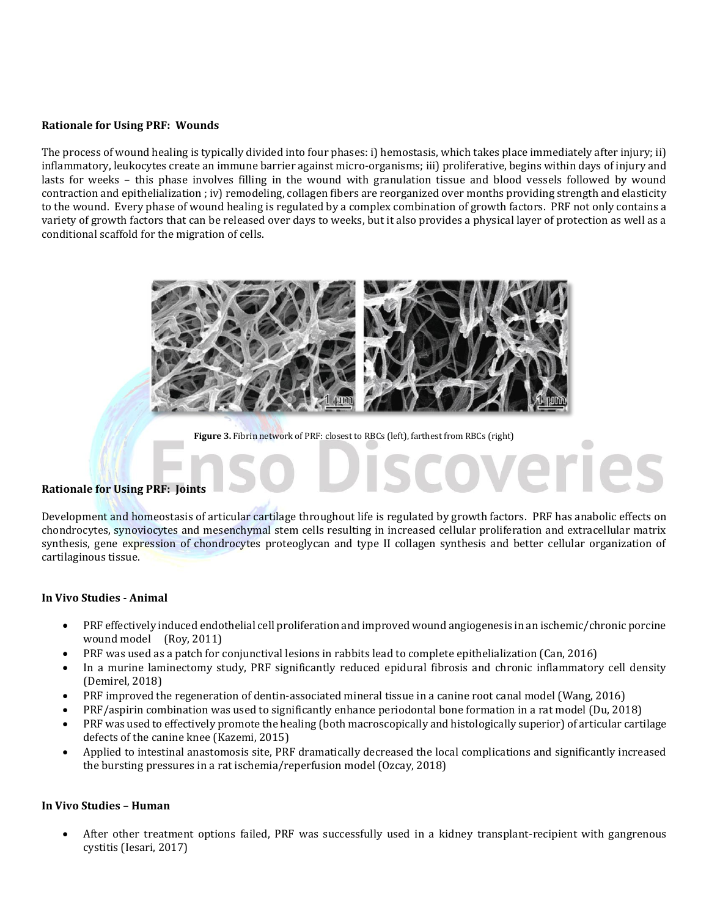**Rationale for Using PRF: Wounds**

The process of wound healing is typically divided into four phases: i) hemostasis, which takes place immediately after injury; ii) inflammatory, leukocytes create an immune barrier against micro-organisms; iii) proliferative, begins within days of injury and lasts for weeks – this phase involves filling in the wound with granulation tissue and blood vessels followed by wound contraction and epithelialization ; iv) remodeling, collagen fibers are reorganized over months providing strength and elasticity to the wound. Every phase of wound healing is regulated by a complex combination of growth factors. PRF not only contains a variety of growth factors that can be released over days to weeks, but it also provides a physical layer of protection as well as a conditional scaffold for the migration of cells.

**Figure 3.** Fibrin network of PRF: closest to RBCs (left), farthest from RBCs (right)

**Rationale for Using PRF: Joints**

Development and homeostasis of articular cartilage throughout life is regulated by growth factors. PRF has anabolic effects on chondrocytes, synoviocytes and mesenchymal stem cells resulting in increased cellular proliferation and extracellular matrix synthesis, gene expression of chondrocytes proteoglycan and type II collagen synthesis and better cellular organization of cartilaginous tissue.

**In Vivo Studies - Animal**

- PRF effectively induced endothelial cell proliferation and improved wound angiogenesis in an ischemic/chronic porcine wound model (Roy, 2011)
- PRF was used as a patch for conjunctival lesions in rabbits lead to complete epithelialization (Can, 2016)
- In a murine laminectomy study, PRF significantly reduced epidural fibrosis and chronic inflammatory cell density (Demirel, 2018)
- PRF improved the regeneration of dentin-associated mineral tissue in a canine root canal model (Wang, 2016)
- PRF/aspirin combination was used to significantly enhance periodontal bone formation in a rat model (Du, 2018)
- PRF was used to effectively promote the healing (both macroscopically and histologically superior) of articular cartilage defects of the canine knee (Kazemi, 2015)
- Applied to intestinal anastomosis site, PRF dramatically decreased the local complications and significantly increased the bursting pressures in a rat ischemia/reperfusion model (Ozcay, 2018)

**In Vivo Studies – Human**

- After other treatment options failed, PRF was successfully used in a kidney transplant-recipient with gangrenous cystitis (Iesari, 2017)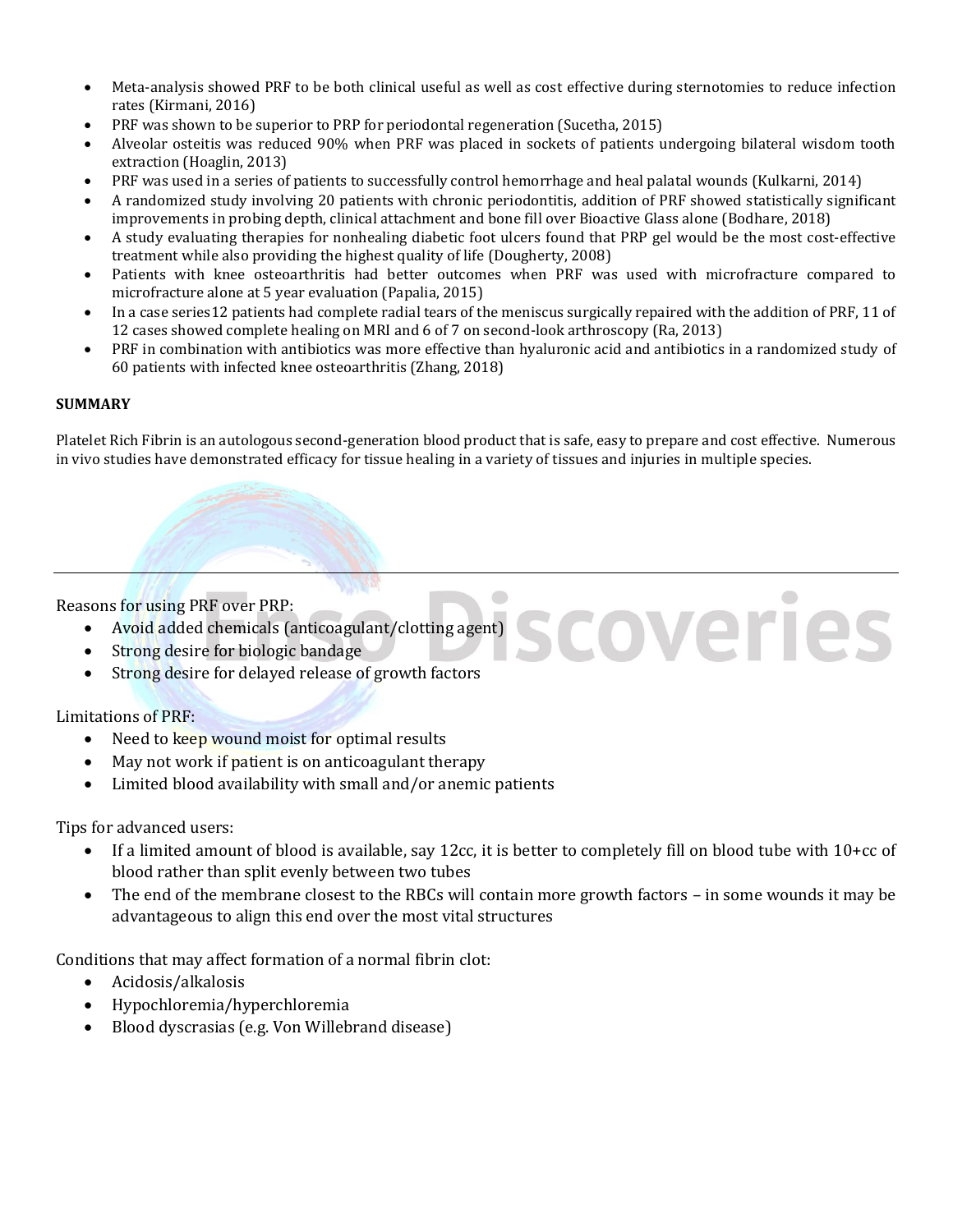- Meta-analysis showed PRF to be both clinical useful as well as cost effective during sternotomies to reduce infection rates (Kirmani, 2016)
- PRF was shown to be superior to PRP for periodontal regeneration (Sucetha, 2015)
- Alveolar osteitis was reduced 90% when PRF was placed in sockets of patients undergoing bilateral wisdom tooth extraction (Hoaglin, 2013)
- PRF was used in a series of patients to successfully control hemorrhage and heal palatal wounds (Kulkarni, 2014)
- A randomized study involving 20 patients with chronic periodontitis, addition of PRF showed statistically significant improvements in probing depth, clinical attachment and bone fill over Bioactive Glass alone (Bodhare, 2018)
- A study evaluating therapies for nonhealing diabetic foot ulcers found that PRP gel would be the most cost-effective treatment while also providing the highest quality of life (Dougherty, 2008)
- Patients with knee osteoarthritis had better outcomes when PRF was used with microfracture compared to microfracture alone at 5 year evaluation (Papalia, 2015)
- In a case series12 patients had complete radial tears of the meniscus surgically repaired with the addition of PRF, 11 of 12 cases showed complete healing on MRI and 6 of 7 on second-look arthroscopy (Ra, 2013)
- PRF in combination with antibiotics was more effective than hyaluronic acid and antibiotics in a randomized study of 60 patients with infected knee osteoarthritis (Zhang, 2018)

**SUMMARY**

Platelet Rich Fibrin is an autologous second-generation blood product that is safe, easy to prepare and cost effective. Numerous in vivo studies have demonstrated efficacy for tissue healing in a variety of tissues and injuries in multiple species.

---

Reasons for using PRF over PRP:

- Avoid added chemicals (anticoagulant/clotting agent)
- Strong desire for biologic bandage
- Strong desire for delayed release of growth factors

Limitations of PRF:

- Need to keep wound moist for optimal results
- May not work if patient is on anticoagulant therapy
- Limited blood availability with small and/or anemic patients

Tips for advanced users:

- If a limited amount of blood is available, say 12cc, it is better to completely fill on blood tube with 10+cc of blood rather than split evenly between two tubes
- The end of the membrane closest to the RBCs will contain more growth factors – in some wounds it may be advantageous to align this end over the most vital structures

Conditions that may affect formation of a normal fibrin clot:

- Acidosis/alkalosis
- Hypochloremia/hyperchloremia
- Blood dyscrasias (e.g. Von Willebrand disease)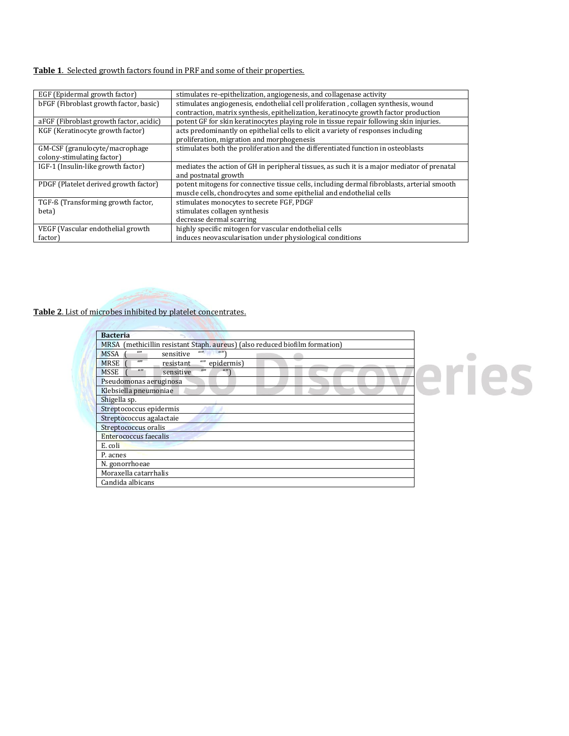**Table 1**. Selected growth factors found in PRF and some of their properties.

| | |
|---|---|
| EGF (Epidermal growth factor) | stimulates re-epithelization, angiogenesis, and collagenase activity |
| bFGF (Fibroblast growth factor, basic) | stimulates angiogenesis, endothelial cell proliferation , collagen synthesis, wound contraction, matrix synthesis, epithelization, keratinocyte growth factor production |
| aFGF (Fibroblast growth factor, acidic) | potent GF for skin keratinocytes playing role in tissue repair following skin injuries. |
| KGF (Keratinocyte growth factor) | acts predominantly on epithelial cells to elicit a variety of responses including proliferation, migration and morphogenesis |
| GM-CSF (granulocyte/macrophage colony-stimulating factor) | stimulates both the proliferation and the differentiated function in osteoblasts |
| IGF-1 (Insulin-like growth factor) | mediates the action of GH in peripheral tissues, as such it is a major mediator of prenatal and postnatal growth |
| PDGF (Platelet derived growth factor) | potent mitogens for connective tissue cells, including dermal fibroblasts, arterial smooth muscle cells, chondrocytes and some epithelial and endothelial cells |
| TGF-ß (Transforming growth factor, beta) | stimulates monocytes to secrete FGF, PDGF<br>stimulates collagen synthesis<br>decrease dermal scarring |
| VEGF (Vascular endothelial growth factor) | highly specific mitogen for vascular endothelial cells<br>induces neovascularisation under physiological conditions |

**Table 2**. List of microbes inhibited by platelet concentrates.

| **Bacteria** |
|---|
| MRSA (methicillin resistant Staph. aureus) (also reduced biofilm formation) |
| MSSA ( "" sensitive "" "") |
| MRSE ( "" resistant "" epidermis) |
| MSSE ( "" sensitive "" "") |
| Pseudomonas aeruginosa |
| Klebsiella pneumoniae |
| Shigella sp. |
| Streptococcus epidermis |
| Streptococcus agalactaie |
| Streptococcus oralis |
| Enterococcus faecalis |
| E. coli |
| P. acnes |
| N. gonorrhoeae |
| Moraxella catarrhalis |
| Candida albicans |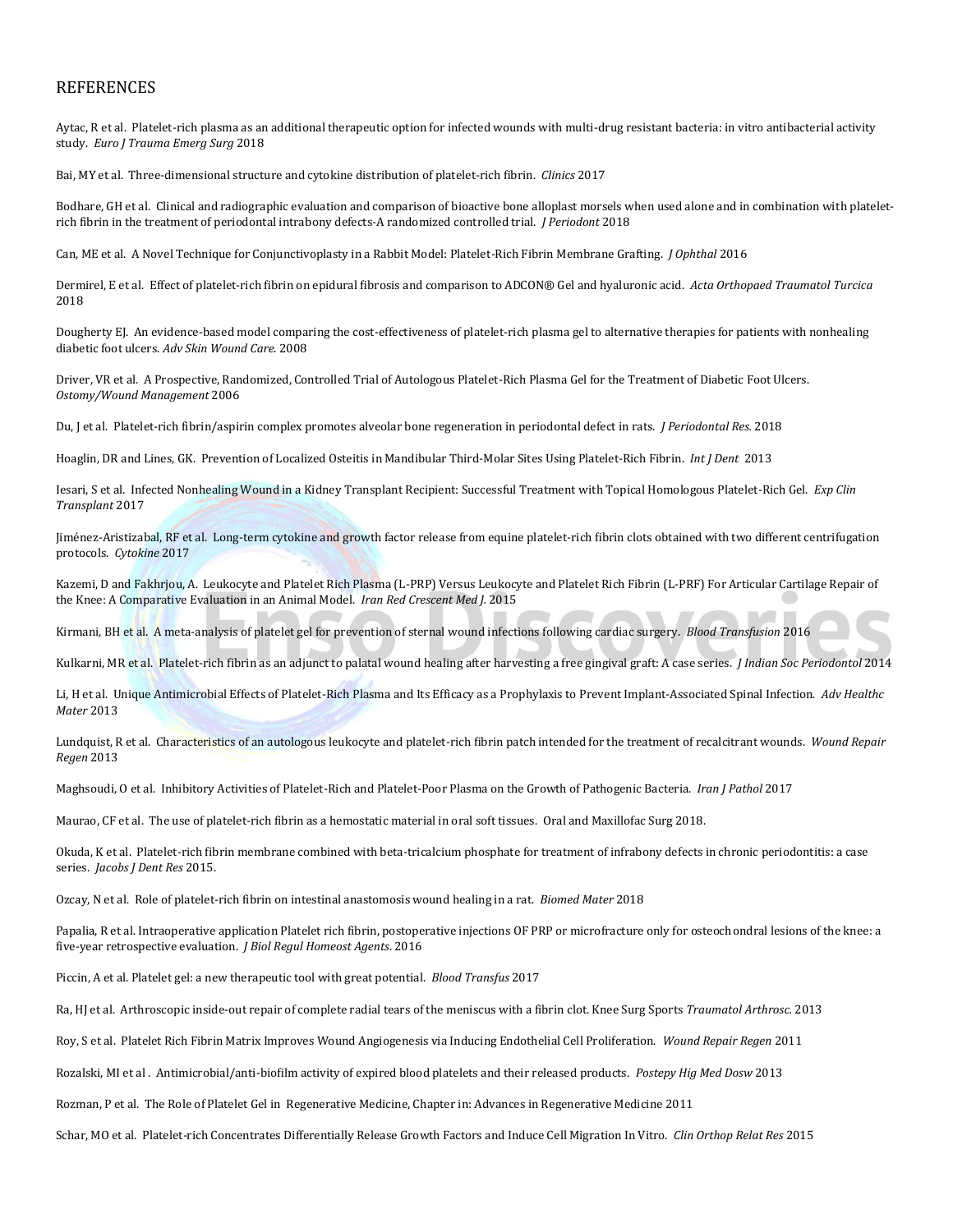## REFERENCES

Aytac, R et al. Platelet-rich plasma as an additional therapeutic option for infected wounds with multi-drug resistant bacteria: in vitro antibacterial activity study. *Euro J Trauma Emerg Surg* 2018

Bai, MY et al. Three-dimensional structure and cytokine distribution of platelet-rich fibrin. *Clinics* 2017

Bodhare, GH et al. Clinical and radiographic evaluation and comparison of bioactive bone alloplast morsels when used alone and in combination with platelet-rich fibrin in the treatment of periodontal intrabony defects-A randomized controlled trial. *J Periodont* 2018

Can, ME et al. A Novel Technique for Conjunctivoplasty in a Rabbit Model: Platelet-Rich Fibrin Membrane Grafting. *J Ophthal* 2016

Dermirel, E et al. Effect of platelet-rich fibrin on epidural fibrosis and comparison to ADCON® Gel and hyaluronic acid. *Acta Orthopaed Traumatol Turcica* 2018

Dougherty EJ. An evidence-based model comparing the cost-effectiveness of platelet-rich plasma gel to alternative therapies for patients with nonhealing diabetic foot ulcers. *Adv Skin Wound Care.* 2008

Driver, VR et al. A Prospective, Randomized, Controlled Trial of Autologous Platelet-Rich Plasma Gel for the Treatment of Diabetic Foot Ulcers. *Ostomy/Wound Management* 2006

Du, J et al. Platelet-rich fibrin/aspirin complex promotes alveolar bone regeneration in periodontal defect in rats. *J Periodontal Res.* 2018

Hoaglin, DR and Lines, GK. Prevention of Localized Osteitis in Mandibular Third-Molar Sites Using Platelet-Rich Fibrin. *Int J Dent* 2013

Iesari, S et al. Infected Nonhealing Wound in a Kidney Transplant Recipient: Successful Treatment with Topical Homologous Platelet-Rich Gel. *Exp Clin Transplant* 2017

Jiménez-Aristizabal, RF et al. Long-term cytokine and growth factor release from equine platelet-rich fibrin clots obtained with two different centrifugation protocols. *Cytokine* 2017

Kazemi, D and Fakhrjou, A. Leukocyte and Platelet Rich Plasma (L-PRP) Versus Leukocyte and Platelet Rich Fibrin (L-PRF) For Articular Cartilage Repair of the Knee: A Comparative Evaluation in an Animal Model. *Iran Red Crescent Med J.* 2015

Kirmani, BH et al. A meta-analysis of platelet gel for prevention of sternal wound infections following cardiac surgery. *Blood Transfusion* 2016

Kulkarni, MR et al. Platelet-rich fibrin as an adjunct to palatal wound healing after harvesting a free gingival graft: A case series. *J Indian Soc Periodontol* 2014

Li, H et al. Unique Antimicrobial Effects of Platelet-Rich Plasma and Its Efficacy as a Prophylaxis to Prevent Implant-Associated Spinal Infection. *Adv Healthc Mater* 2013

Lundquist, R et al. Characteristics of an autologous leukocyte and platelet-rich fibrin patch intended for the treatment of recalcitrant wounds. *Wound Repair Regen* 2013

Maghsoudi, O et al. Inhibitory Activities of Platelet-Rich and Platelet-Poor Plasma on the Growth of Pathogenic Bacteria. *Iran J Pathol* 2017

Maurao, CF et al. The use of platelet-rich fibrin as a hemostatic material in oral soft tissues. Oral and Maxillofac Surg 2018.

Okuda, K et al. Platelet-rich fibrin membrane combined with beta-tricalcium phosphate for treatment of infrabony defects in chronic periodontitis: a case series. *Jacobs J Dent Res* 2015.

Ozcay, N et al. Role of platelet-rich fibrin on intestinal anastomosis wound healing in a rat. *Biomed Mater* 2018

Papalia, R et al. Intraoperative application Platelet rich fibrin, postoperative injections OF PRP or microfracture only for osteochondral lesions of the knee: a five-year retrospective evaluation. *J Biol Regul Homeost Agents.* 2016

Piccin, A et al. Platelet gel: a new therapeutic tool with great potential. *Blood Transfus* 2017

Ra, HJ et al. Arthroscopic inside-out repair of complete radial tears of the meniscus with a fibrin clot. Knee Surg Sports *Traumatol Arthrosc.* 2013

Roy, S et al. Platelet Rich Fibrin Matrix Improves Wound Angiogenesis via Inducing Endothelial Cell Proliferation. *Wound Repair Regen* 2011

Rozalski, MI et al . Antimicrobial/anti-biofilm activity of expired blood platelets and their released products. *Postepy Hig Med Dosw* 2013

Rozman, P et al. The Role of Platelet Gel in Regenerative Medicine, Chapter in: Advances in Regenerative Medicine 2011

Schar, MO et al. Platelet-rich Concentrates Differentially Release Growth Factors and Induce Cell Migration In Vitro. *Clin Orthop Relat Res* 2015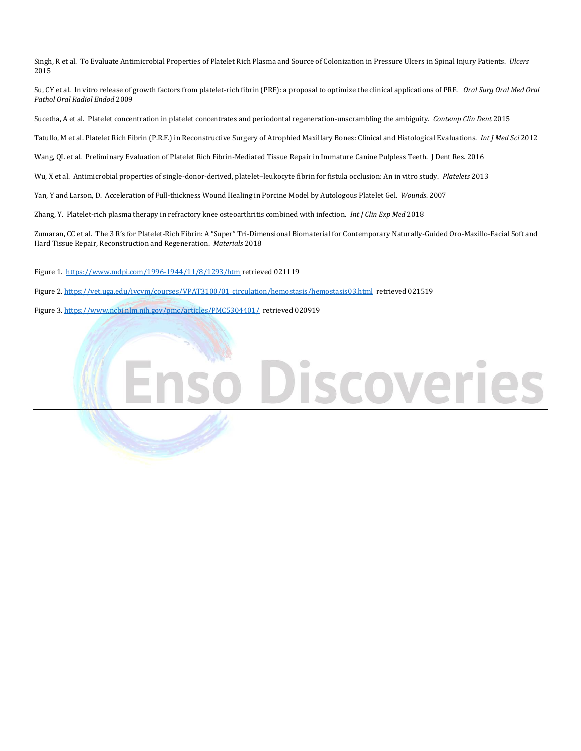Singh, R et al. To Evaluate Antimicrobial Properties of Platelet Rich Plasma and Source of Colonization in Pressure Ulcers in Spinal Injury Patients. *Ulcers* 2015

Su, CY et al. In vitro release of growth factors from platelet-rich fibrin (PRF): a proposal to optimize the clinical applications of PRF. *Oral Surg Oral Med Oral Pathol Oral Radiol Endod* 2009

Sucetha, A et al. Platelet concentration in platelet concentrates and periodontal regeneration-unscrambling the ambiguity. *Contemp Clin Dent* 2015

Tatullo, M et al. Platelet Rich Fibrin (P.R.F.) in Reconstructive Surgery of Atrophied Maxillary Bones: Clinical and Histological Evaluations. *Int J Med Sci* 2012

Wang, QL et al. Preliminary Evaluation of Platelet Rich Fibrin-Mediated Tissue Repair in Immature Canine Pulpless Teeth. J Dent Res. 2016

Wu, X et al. Antimicrobial properties of single-donor-derived, platelet–leukocyte fibrin for fistula occlusion: An in vitro study. *Platelets* 2013

Yan, Y and Larson, D. Acceleration of Full-thickness Wound Healing in Porcine Model by Autologous Platelet Gel. *Wounds*. 2007

Zhang, Y. Platelet-rich plasma therapy in refractory knee osteoarthritis combined with infection. *Int J Clin Exp Med* 2018

Zumaran, CC et al. The 3 R's for Platelet-Rich Fibrin: A "Super" Tri-Dimensional Biomaterial for Contemporary Naturally-Guided Oro-Maxillo-Facial Soft and Hard Tissue Repair, Reconstruction and Regeneration. *Materials* 2018

Figure 1. https://www.mdpi.com/1996-1944/11/8/1293/htm retrieved 021119

Figure 2. https://vet.uga.edu/ivcvm/courses/VPAT3100/01_circulation/hemostasis/hemostasis03.html retrieved 021519

Figure 3. https://www.ncbi.nlm.nih.gov/pmc/articles/PMC5304401/ retrieved 020919

Enso Discoveries